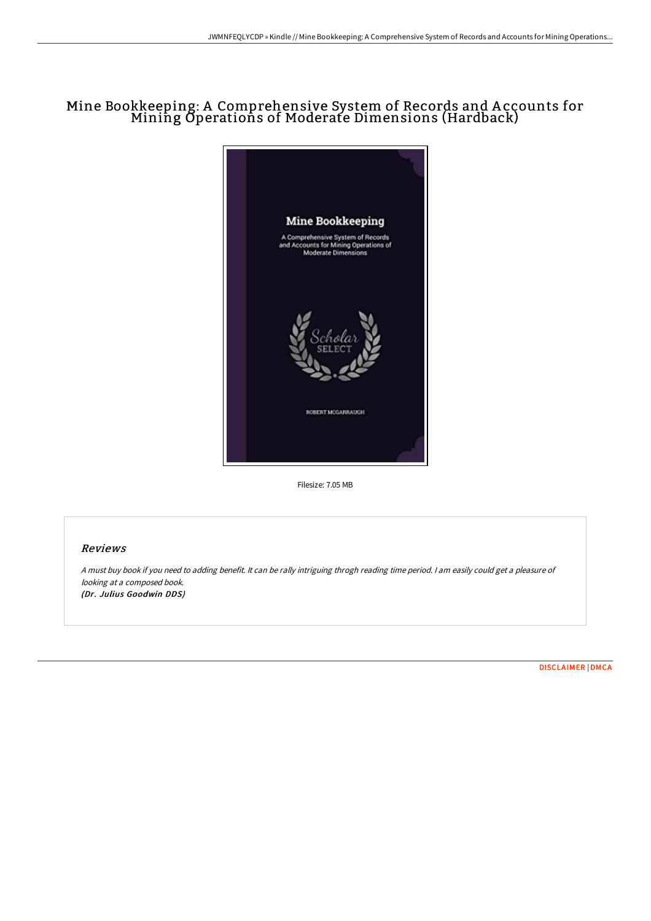# Mine Bookkeeping: A Comprehensive System of Records and Accounts for Mining Operations of Moderate Dimensions (Hardback)

Filesize: 7.05 MB

## Reviews

*A must buy book if you need to adding benefit. It can be rally intriguing throgh reading time period. I am easily could get a pleasure of looking at a composed book.*
***(Dr. Julius Goodwin DDS)***

DISCLAIMER | DMCA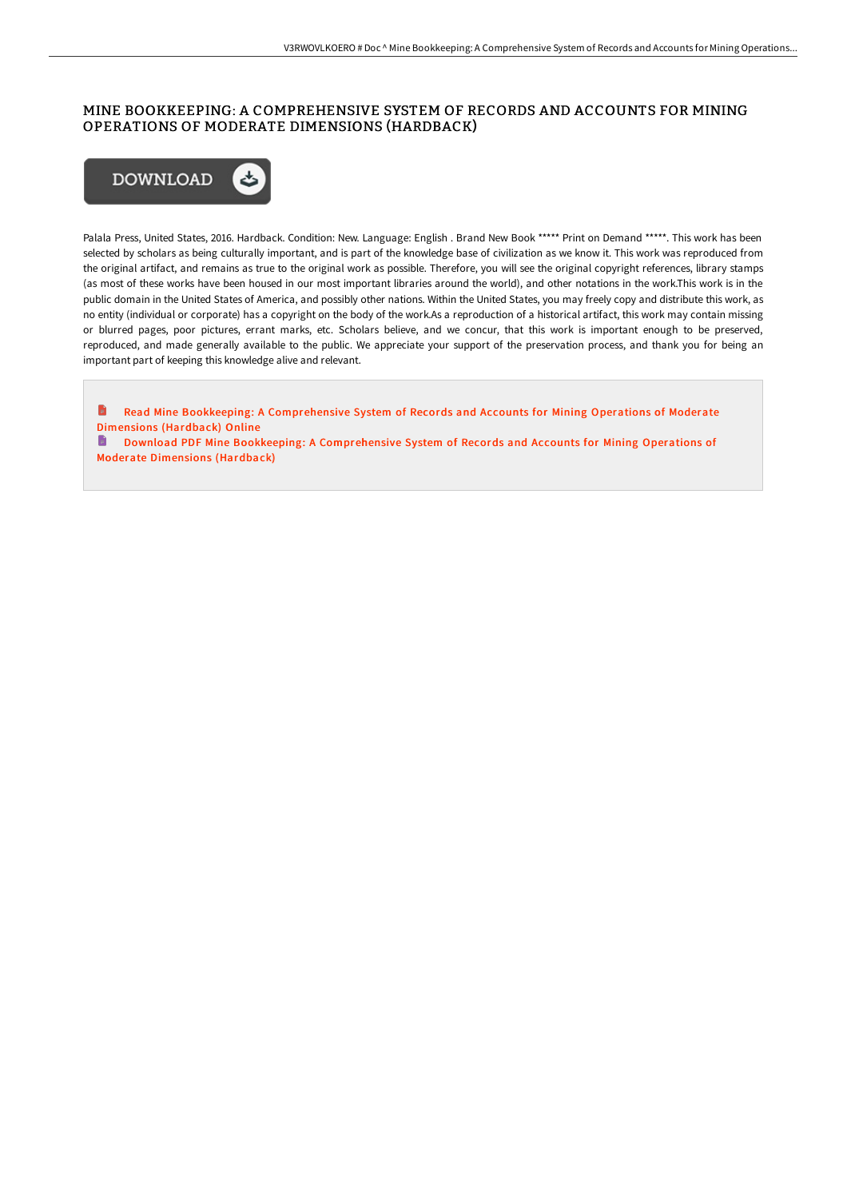# MINE BOOKKEEPING: A COMPREHENSIVE SYSTEM OF RECORDS AND ACCOUNTS FOR MINING OPERATIONS OF MODERATE DIMENSIONS (HARDBACK)

DOWNLOAD

Palala Press, United States, 2016. Hardback. Condition: New. Language: English . Brand New Book ***** Print on Demand *****. This work has been selected by scholars as being culturally important, and is part of the knowledge base of civilization as we know it. This work was reproduced from the original artifact, and remains as true to the original work as possible. Therefore, you will see the original copyright references, library stamps (as most of these works have been housed in our most important libraries around the world), and other notations in the work.This work is in the public domain in the United States of America, and possibly other nations. Within the United States, you may freely copy and distribute this work, as no entity (individual or corporate) has a copyright on the body of the work.As a reproduction of a historical artifact, this work may contain missing or blurred pages, poor pictures, errant marks, etc. Scholars believe, and we concur, that this work is important enough to be preserved, reproduced, and made generally available to the public. We appreciate your support of the preservation process, and thank you for being an important part of keeping this knowledge alive and relevant.

Read Mine Bookkeeping: A Comprehensive System of Records and Accounts for Mining Operations of Moderate Dimensions (Hardback) Online

Download PDF Mine Bookkeeping: A Comprehensive System of Records and Accounts for Mining Operations of Moderate Dimensions (Hardback)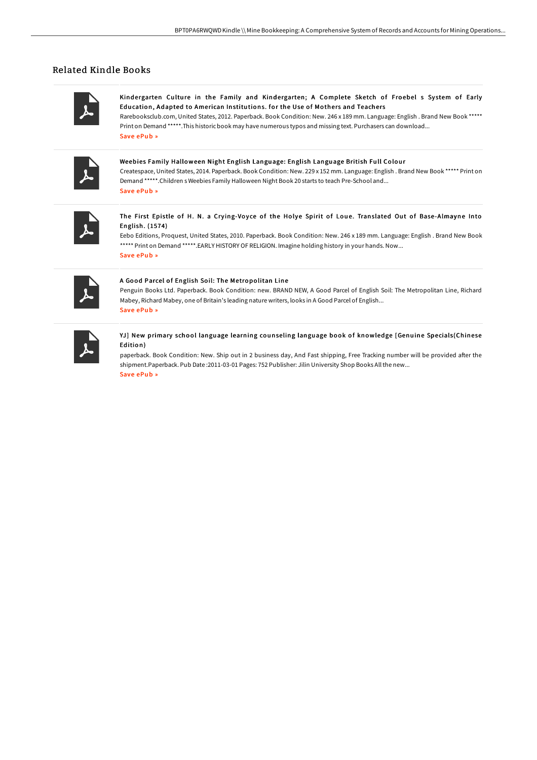## Related Kindle Books

**Kindergarten Culture in the Family and Kindergarten; A Complete Sketch of Froebel s System of Early Education, Adapted to American Institutions. for the Use of Mothers and Teachers**

Rarebooksclub.com, United States, 2012. Paperback. Book Condition: New. 246 x 189 mm. Language: English . Brand New Book ***** Print on Demand *****.This historic book may have numerous typos and missing text. Purchasers can download...

Save ePub »

**Weebies Family Halloween Night English Language: English Language British Full Colour**

Createspace, United States, 2014. Paperback. Book Condition: New. 229 x 152 mm. Language: English . Brand New Book ***** Print on Demand *****.Children s Weebies Family Halloween Night Book 20 starts to teach Pre-School and...

Save ePub »

**The First Epistle of H. N. a Crying-Voyce of the Holye Spirit of Loue. Translated Out of Base-Almayne Into English. (1574)**

Eebo Editions, Proquest, United States, 2010. Paperback. Book Condition: New. 246 x 189 mm. Language: English . Brand New Book ***** Print on Demand *****.EARLY HISTORY OF RELIGION. Imagine holding history in your hands. Now...

Save ePub »

**A Good Parcel of English Soil: The Metropolitan Line**

Penguin Books Ltd. Paperback. Book Condition: new. BRAND NEW, A Good Parcel of English Soil: The Metropolitan Line, Richard Mabey, Richard Mabey, one of Britain's leading nature writers, looks in A Good Parcel of English...

Save ePub »

**YJ] New primary school language learning counseling language book of knowledge [Genuine Specials(Chinese Edition)**

paperback. Book Condition: New. Ship out in 2 business day, And Fast shipping, Free Tracking number will be provided after the shipment.Paperback. Pub Date :2011-03-01 Pages: 752 Publisher: Jilin University Shop Books All the new...

Save ePub »